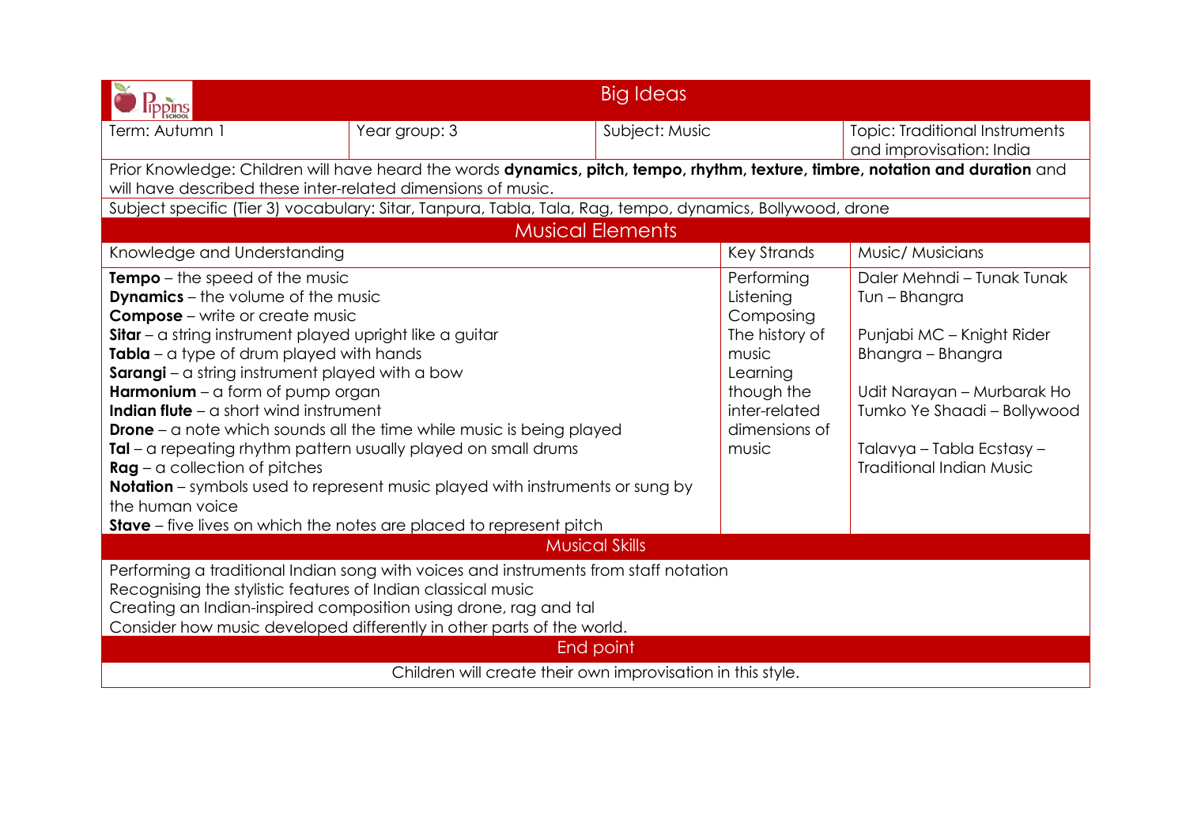# Big Ideas

| Term: Autumn 1 | Year group: 3 | Subject: Music | Topic: Traditional Instruments and improvisation: India |
|---|---|---|---|

Prior Knowledge: Children will have heard the words **dynamics, pitch, tempo, rhythm, texture, timbre, notation and duration** and will have described these inter-related dimensions of music.

Subject specific (Tier 3) vocabulary: Sitar, Tanpura, Tabla, Tala, Rag, tempo, dynamics, Bollywood, drone

## Musical Elements

| Knowledge and Understanding | Key Strands | Music/ Musicians |
|---|---|---|
| **Tempo** – the speed of the music<br>**Dynamics** – the volume of the music<br>**Compose** – write or create music<br>**Sitar** – a string instrument played upright like a guitar<br>**Tabla** – a type of drum played with hands<br>**Sarangi** – a string instrument played with a bow<br>**Harmonium** – a form of pump organ<br>**Indian flute** – a short wind instrument<br>**Drone** – a note which sounds all the time while music is being played<br>**Tal** – a repeating rhythm pattern usually played on small drums<br>**Rag** – a collection of pitches<br>**Notation** – symbols used to represent music played with instruments or sung by the human voice<br>**Stave** – five lives on which the notes are placed to represent pitch | Performing<br>Listening<br>Composing<br>The history of music<br>Learning though the inter-related dimensions of music | Daler Mehndi – Tunak Tunak Tun – Bhangra<br><br>Punjabi MC – Knight Rider Bhangra – Bhangra<br><br>Udit Narayan – Murbarak Ho Tumko Ye Shaadi – Bollywood<br><br>Talavya – Tabla Ecstasy – Traditional Indian Music |

## Musical Skills

Performing a traditional Indian song with voices and instruments from staff notation
Recognising the stylistic features of Indian classical music
Creating an Indian-inspired composition using drone, rag and tal
Consider how music developed differently in other parts of the world.

## End point

Children will create their own improvisation in this style.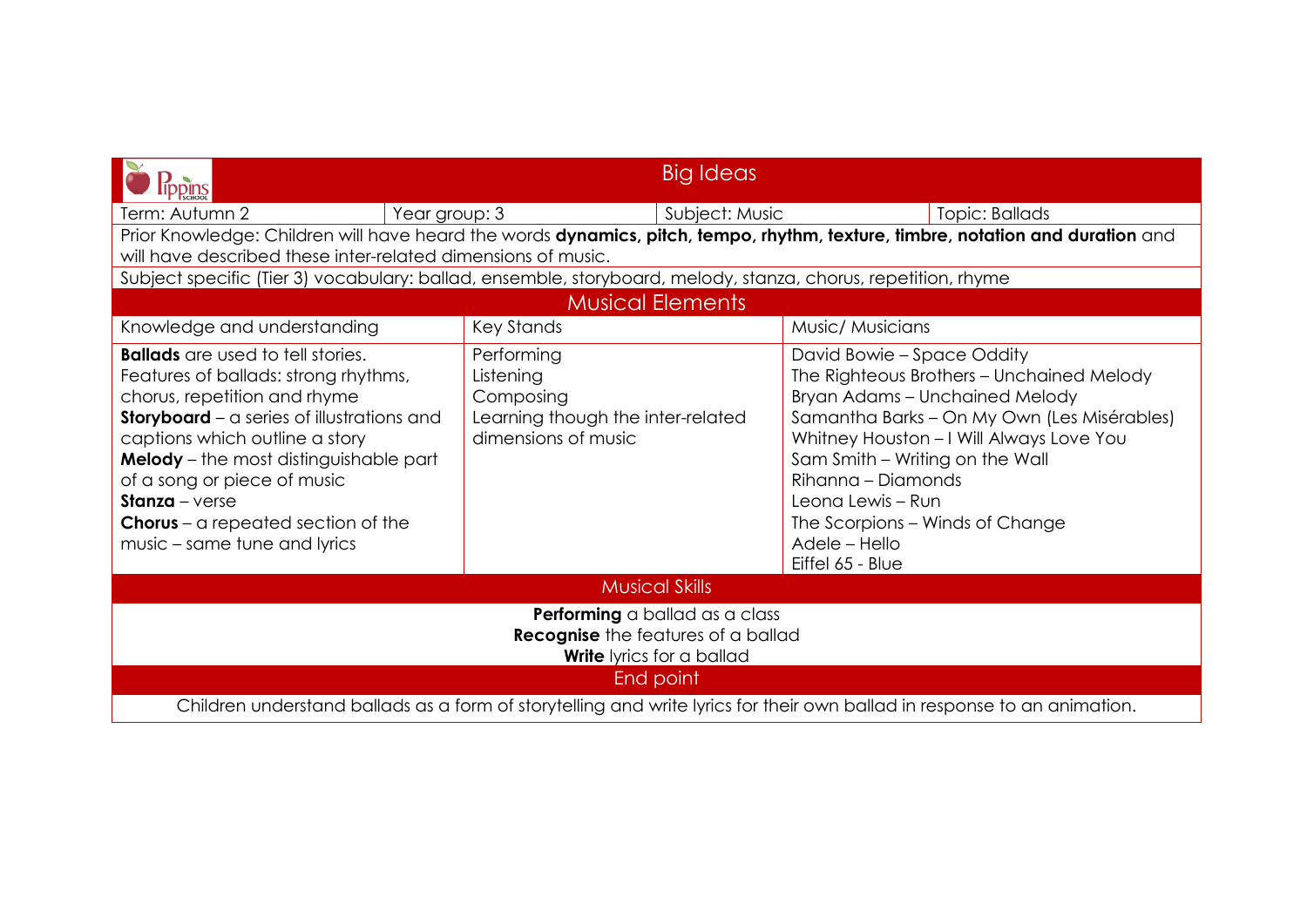## Big Ideas

| Term: Autumn 2 | Year group: 3 | Subject: Music | Topic: Ballads |
|---|---|---|---|

Prior Knowledge: Children will have heard the words **dynamics, pitch, tempo, rhythm, texture, timbre, notation and duration** and will have described these inter-related dimensions of music.

Subject specific (Tier 3) vocabulary: ballad, ensemble, storyboard, melody, stanza, chorus, repetition, rhyme

### Musical Elements

| Knowledge and understanding | Key Stands | Music/ Musicians |
|---|---|---|
| **Ballads** are used to tell stories.<br>Features of ballads: strong rhythms, chorus, repetition and rhyme<br>**Storyboard** – a series of illustrations and captions which outline a story<br>**Melody** – the most distinguishable part of a song or piece of music<br>**Stanza** – verse<br>**Chorus** – a repeated section of the music – same tune and lyrics | Performing<br>Listening<br>Composing<br>Learning though the inter-related dimensions of music | David Bowie – Space Oddity<br>The Righteous Brothers – Unchained Melody<br>Bryan Adams – Unchained Melody<br>Samantha Barks – On My Own (Les Misérables)<br>Whitney Houston – I Will Always Love You<br>Sam Smith – Writing on the Wall<br>Rihanna – Diamonds<br>Leona Lewis – Run<br>The Scorpions – Winds of Change<br>Adele – Hello<br>Eiffel 65 - Blue |

### Musical Skills

**Performing** a ballad as a class
**Recognise** the features of a ballad
**Write** lyrics for a ballad

### End point

Children understand ballads as a form of storytelling and write lyrics for their own ballad in response to an animation.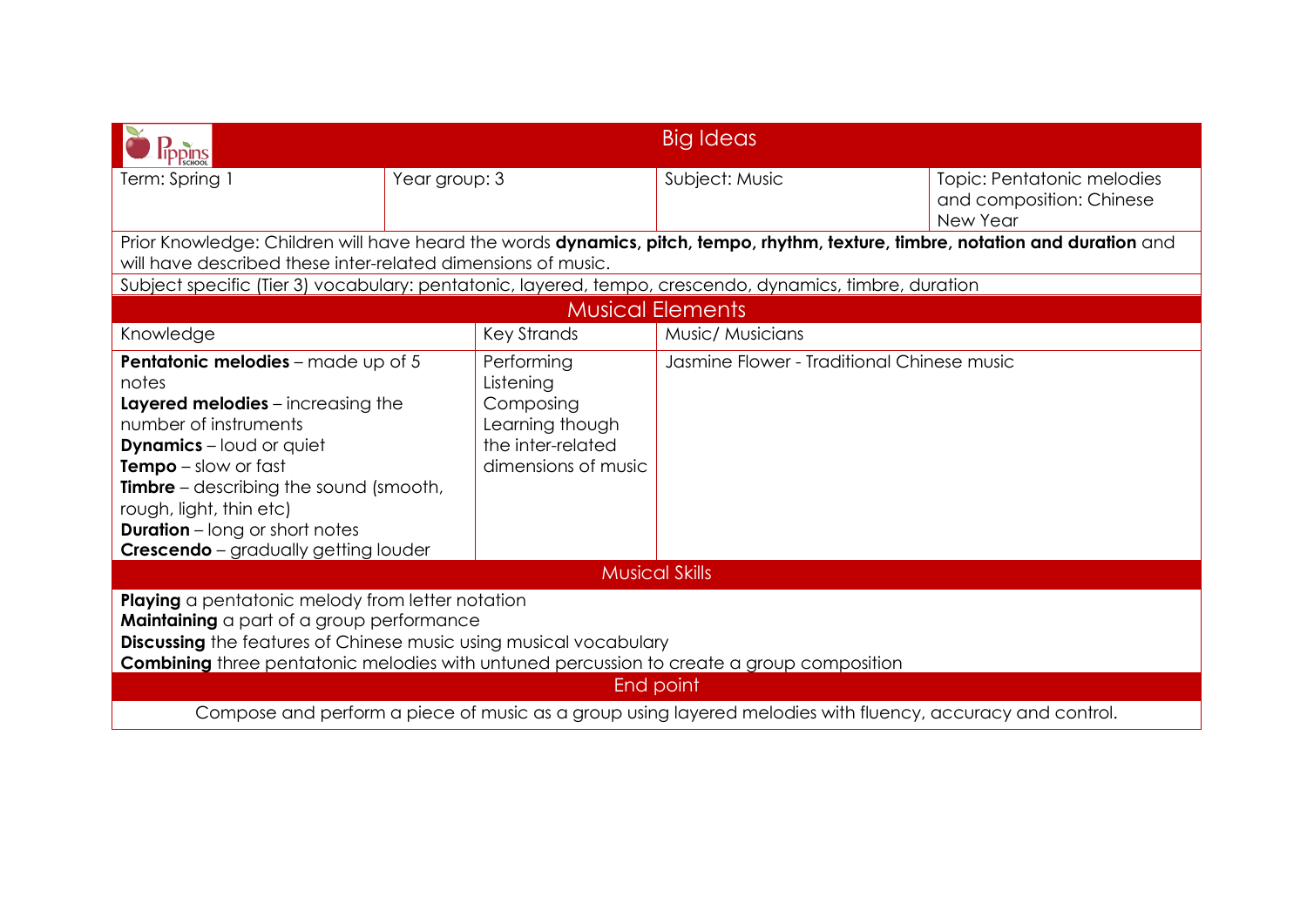# Big Ideas

| Term: Spring 1 | Year group: 3 | Subject: Music | Topic: Pentatonic melodies and composition: Chinese New Year |
|---|---|---|---|

Prior Knowledge: Children will have heard the words **dynamics, pitch, tempo, rhythm, texture, timbre, notation and duration** and will have described these inter-related dimensions of music.

Subject specific (Tier 3) vocabulary: pentatonic, layered, tempo, crescendo, dynamics, timbre, duration

## Musical Elements

| Knowledge | Key Strands | Music/ Musicians |
|---|---|---|
| **Pentatonic melodies** – made up of 5 notes<br>**Layered melodies** – increasing the number of instruments<br>**Dynamics** – loud or quiet<br>**Tempo** – slow or fast<br>**Timbre** – describing the sound (smooth, rough, light, thin etc)<br>**Duration** – long or short notes<br>**Crescendo** – gradually getting louder | Performing<br>Listening<br>Composing<br>Learning though the inter-related dimensions of music | Jasmine Flower - Traditional Chinese music |

## Musical Skills

**Playing** a pentatonic melody from letter notation
**Maintaining** a part of a group performance
**Discussing** the features of Chinese music using musical vocabulary
**Combining** three pentatonic melodies with untuned percussion to create a group composition

## End point

Compose and perform a piece of music as a group using layered melodies with fluency, accuracy and control.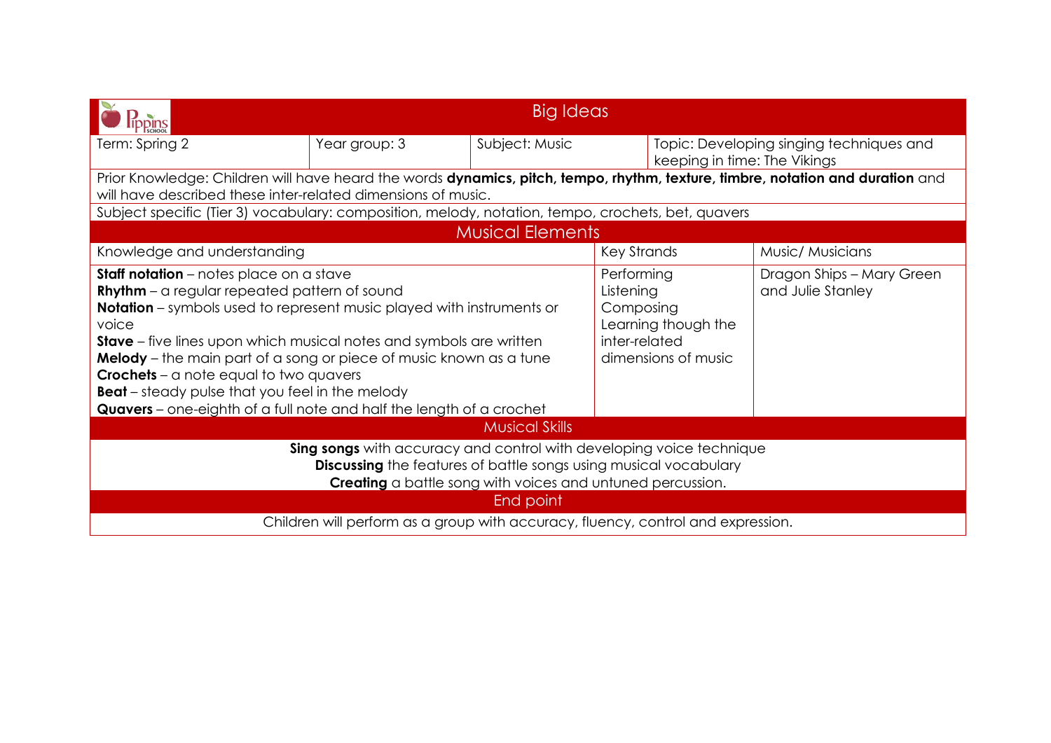| Pippins School | Big Ideas | | | |
|---|---|---|---|---|
| Term: Spring 2 | Year group: 3 | Subject: Music | Topic: Developing singing techniques and keeping in time: The Vikings | |
| Prior Knowledge: Children will have heard the words **dynamics, pitch, tempo, rhythm, texture, timbre, notation and duration** and will have described these inter-related dimensions of music. | | | | |
| Subject specific (Tier 3) vocabulary: composition, melody, notation, tempo, crochets, bet, quavers | | | | |

| Musical Elements | | |
|---|---|---|
| Knowledge and understanding | Key Strands | Music/ Musicians |
| **Staff notation** – notes place on a stave<br>**Rhythm** – a regular repeated pattern of sound<br>**Notation** – symbols used to represent music played with instruments or voice<br>**Stave** – five lines upon which musical notes and symbols are written<br>**Melody** – the main part of a song or piece of music known as a tune<br>**Crochets** – a note equal to two quavers<br>**Beat** – steady pulse that you feel in the melody<br>**Quavers** – one-eighth of a full note and half the length of a crochet | Performing<br>Listening<br>Composing<br>Learning though the inter-related dimensions of music | Dragon Ships – Mary Green and Julie Stanley |

| Musical Skills |
|---|
| **Sing songs** with accuracy and control with developing voice technique<br>**Discussing** the features of battle songs using musical vocabulary<br>**Creating** a battle song with voices and untuned percussion. |

| End point |
|---|
| Children will perform as a group with accuracy, fluency, control and expression. |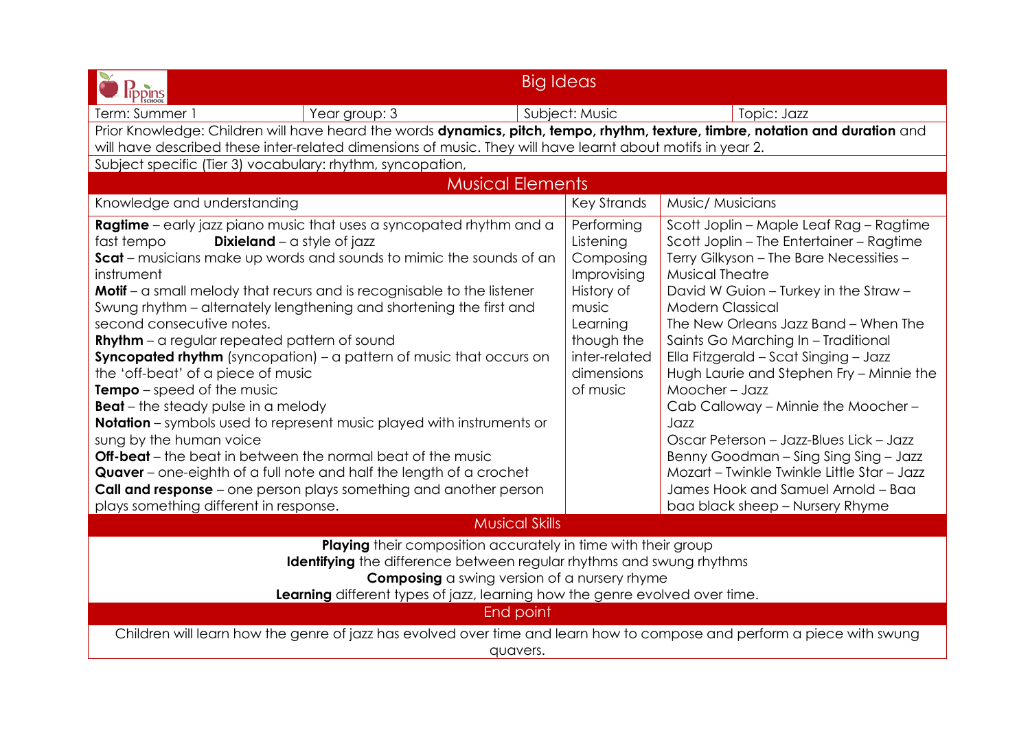# Big Ideas

| Term: Summer 1 | Year group: 3 | Subject: Music | Topic: Jazz |
|---|---|---|---|

Prior Knowledge: Children will have heard the words **dynamics, pitch, tempo, rhythm, texture, timbre, notation and duration** and will have described these inter-related dimensions of music. They will have learnt about motifs in year 2.

Subject specific (Tier 3) vocabulary: rhythm, syncopation,

## Musical Elements

| Knowledge and understanding | Key Strands | Music/ Musicians |
|---|---|---|
| **Ragtime** – early jazz piano music that uses a syncopated rhythm and a fast tempo **Dixieland** – a style of jazz<br>**Scat** – musicians make up words and sounds to mimic the sounds of an instrument<br>**Motif** – a small melody that recurs and is recognisable to the listener<br>Swung rhythm – alternately lengthening and shortening the first and second consecutive notes.<br>**Rhythm** – a regular repeated pattern of sound<br>**Syncopated rhythm** (syncopation) – a pattern of music that occurs on the 'off-beat' of a piece of music<br>**Tempo** – speed of the music<br>**Beat** – the steady pulse in a melody<br>**Notation** – symbols used to represent music played with instruments or sung by the human voice<br>**Off-beat** – the beat in between the normal beat of the music<br>**Quaver** – one-eighth of a full note and half the length of a crochet<br>**Call and response** – one person plays something and another person plays something different in response. | Performing<br>Listening<br>Composing<br>Improvising<br>History of music<br>Learning though the inter-related dimensions of music | Scott Joplin – Maple Leaf Rag – Ragtime<br>Scott Joplin – The Entertainer – Ragtime<br>Terry Gilkyson – The Bare Necessities – Musical Theatre<br>David W Guion – Turkey in the Straw – Modern Classical<br>The New Orleans Jazz Band – When The Saints Go Marching In – Traditional<br>Ella Fitzgerald – Scat Singing – Jazz<br>Hugh Laurie and Stephen Fry – Minnie the Moocher – Jazz<br>Cab Calloway – Minnie the Moocher – Jazz<br>Oscar Peterson – Jazz-Blues Lick – Jazz<br>Benny Goodman – Sing Sing Sing – Jazz<br>Mozart – Twinkle Twinkle Little Star – Jazz<br>James Hook and Samuel Arnold – Baa baa black sheep – Nursery Rhyme |

## Musical Skills

**Playing** their composition accurately in time with their group
**Identifying** the difference between regular rhythms and swung rhythms
**Composing** a swing version of a nursery rhyme
**Learning** different types of jazz, learning how the genre evolved over time.

## End point

Children will learn how the genre of jazz has evolved over time and learn how to compose and perform a piece with swung quavers.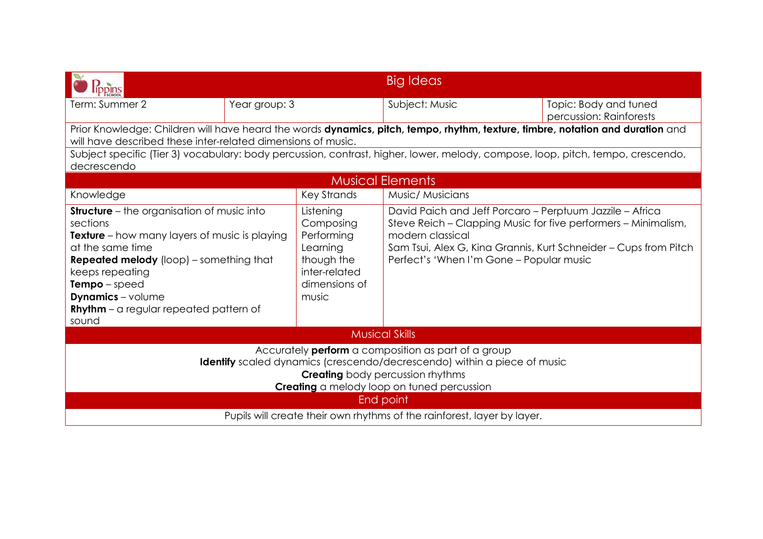# Big Ideas

| Term: Summer 2 | Year group: 3 | Subject: Music | Topic: Body and tuned percussion: Rainforests |
|---|---|---|---|

Prior Knowledge: Children will have heard the words **dynamics, pitch, tempo, rhythm, texture, timbre, notation and duration** and will have described these inter-related dimensions of music.

Subject specific (Tier 3) vocabulary: body percussion, contrast, higher, lower, melody, compose, loop, pitch, tempo, crescendo, decrescendo

## Musical Elements

| Knowledge | Key Strands | Music/ Musicians |
|---|---|---|
| **Structure** – the organisation of music into sections<br>**Texture** – how many layers of music is playing at the same time<br>**Repeated melody** (loop) – something that keeps repeating<br>**Tempo** – speed<br>**Dynamics** – volume<br>**Rhythm** – a regular repeated pattern of sound | Listening<br>Composing<br>Performing<br>Learning though the inter-related dimensions of music | David Paich and Jeff Porcaro – Perptuum Jazzile – Africa<br>Steve Reich – Clapping Music for five performers – Minimalism, modern classical<br>Sam Tsui, Alex G, Kina Grannis, Kurt Schneider – Cups from Pitch Perfect's 'When I'm Gone – Popular music |

## Musical Skills

Accurately **perform** a composition as part of a group

**Identify** scaled dynamics (crescendo/decrescendo) within a piece of music

**Creating** body percussion rhythms

**Creating** a melody loop on tuned percussion

## End point

Pupils will create their own rhythms of the rainforest, layer by layer.